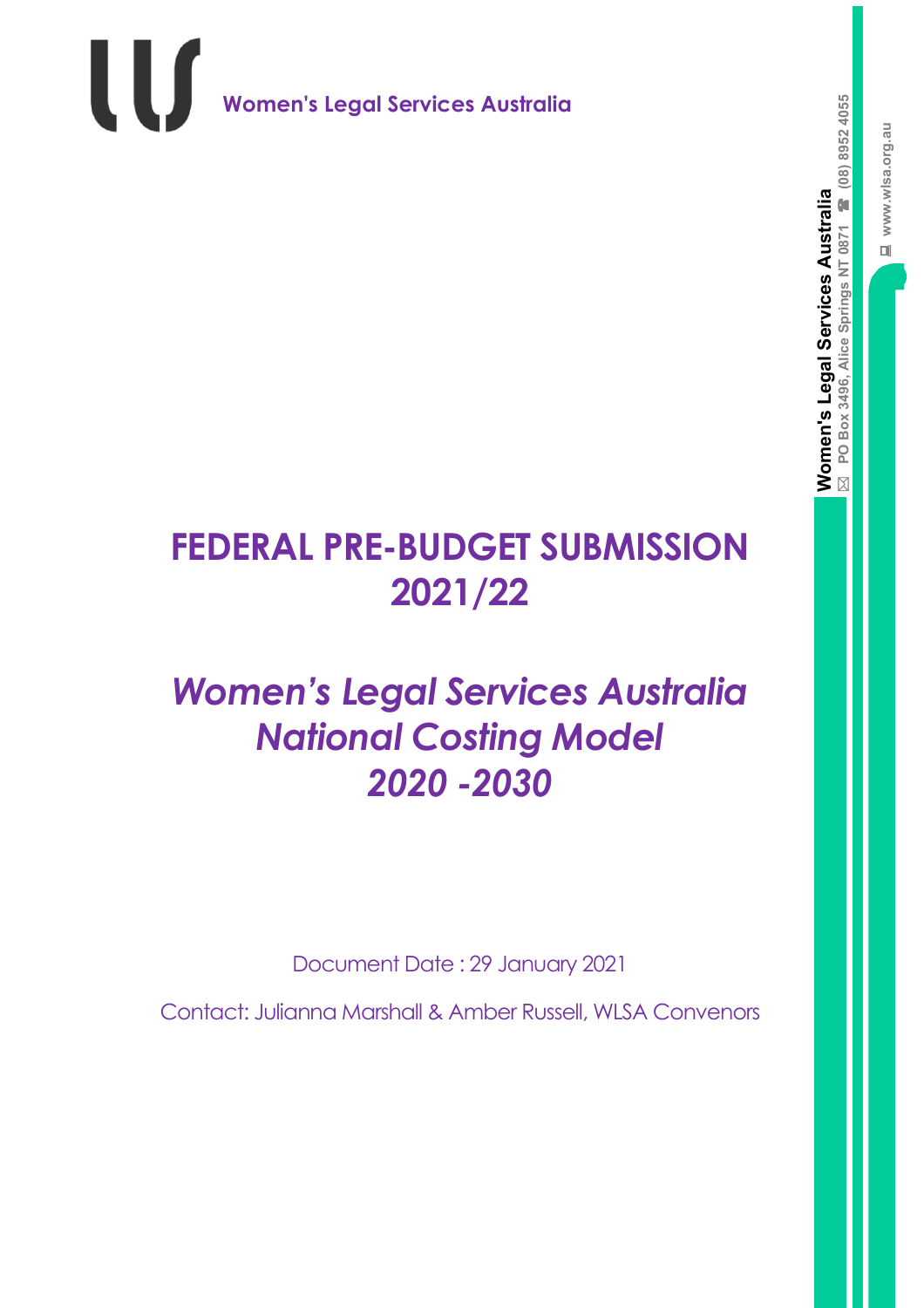Women's Legal Services Australia

Women's Legal Services Australia
PO Box 3496, Alice Springs NT 0871 (08) 8952 4055
www.wlsa.org.au

# FEDERAL PRE-BUDGET SUBMISSION 2021/22

## *Women's Legal Services Australia National Costing Model 2020 -2030*

Document Date : 29 January 2021

Contact: Julianna Marshall & Amber Russell, WLSA Convenors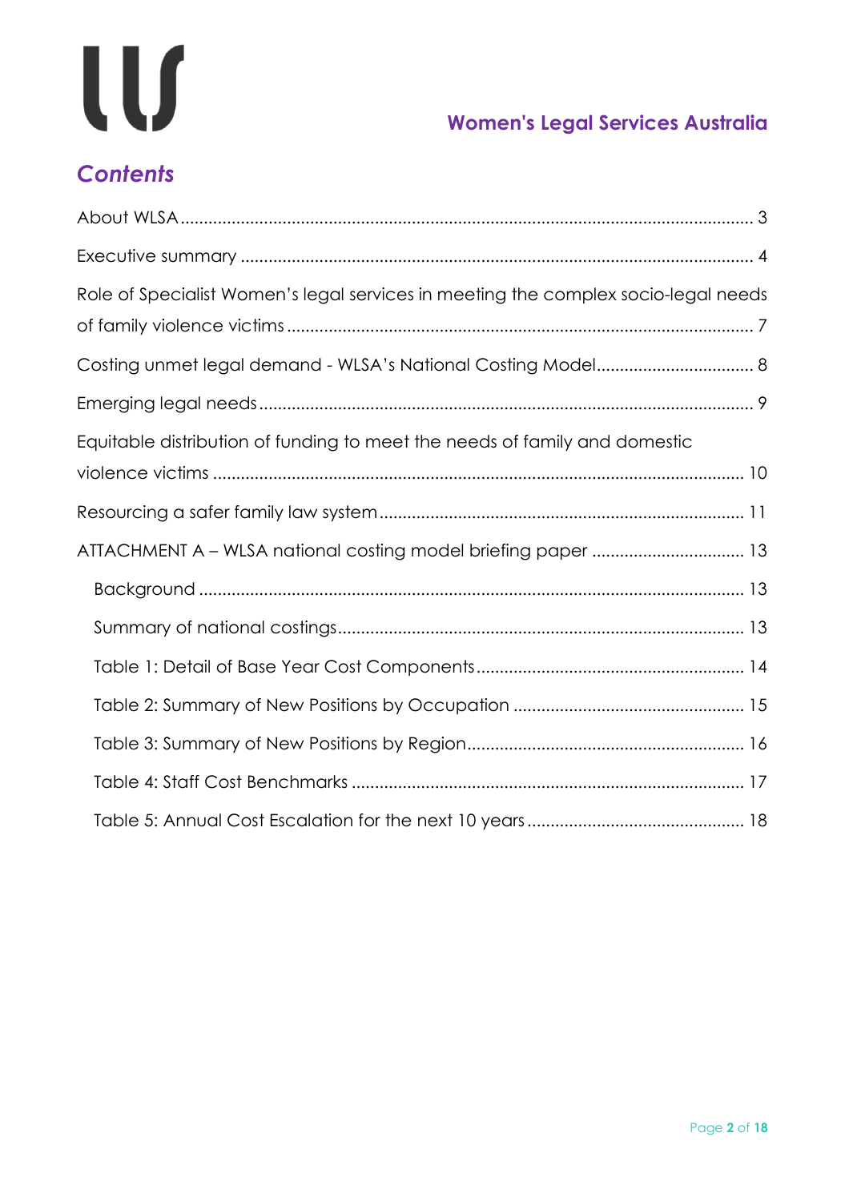## Contents

About WLSA .......... 3

Executive summary .......... 4

Role of Specialist Women's legal services in meeting the complex socio-legal needs of family violence victims .......... 7

Costing unmet legal demand - WLSA's National Costing Model .......... 8

Emerging legal needs .......... 9

Equitable distribution of funding to meet the needs of family and domestic violence victims .......... 10

Resourcing a safer family law system .......... 11

ATTACHMENT A – WLSA national costing model briefing paper .......... 13

- Background .......... 13
- Summary of national costings .......... 13
- Table 1: Detail of Base Year Cost Components .......... 14
- Table 2: Summary of New Positions by Occupation .......... 15
- Table 3: Summary of New Positions by Region .......... 16
- Table 4: Staff Cost Benchmarks .......... 17
- Table 5: Annual Cost Escalation for the next 10 years .......... 18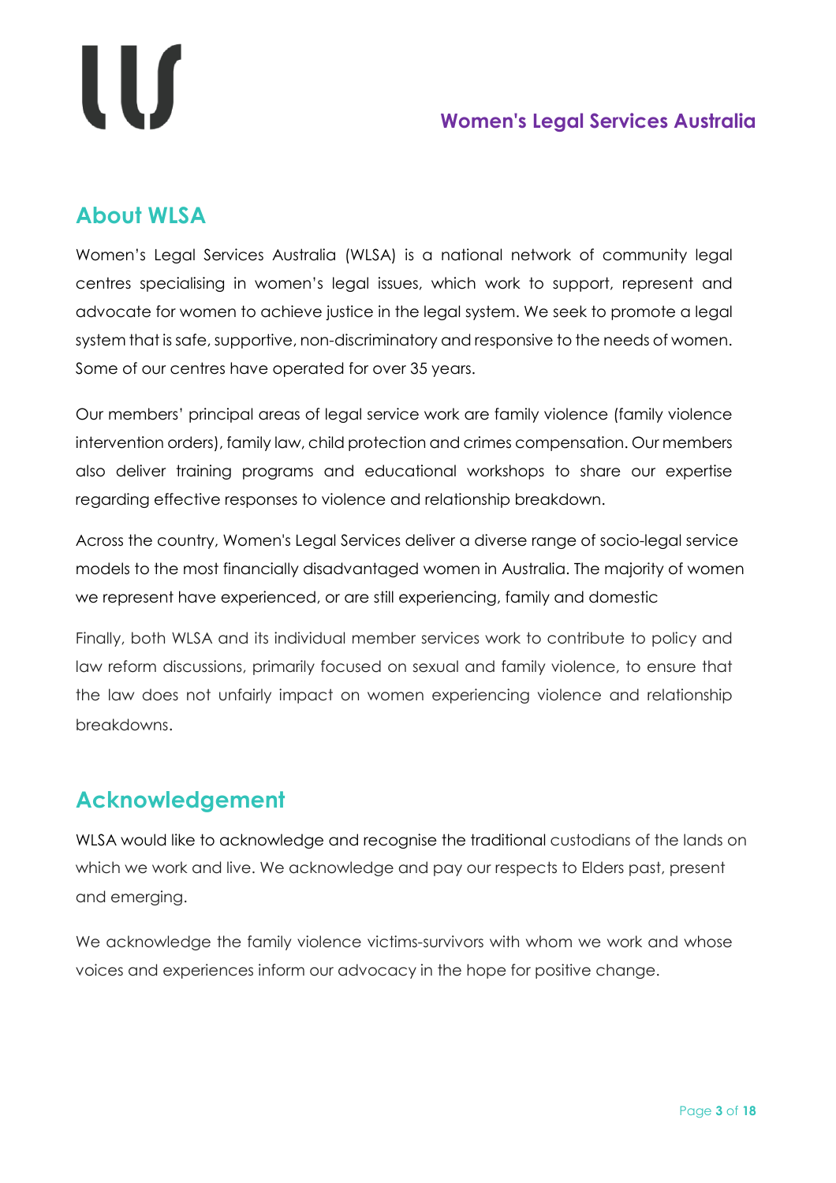## About WLSA

Women's Legal Services Australia (WLSA) is a national network of community legal centres specialising in women's legal issues, which work to support, represent and advocate for women to achieve justice in the legal system. We seek to promote a legal system that is safe, supportive, non-discriminatory and responsive to the needs of women. Some of our centres have operated for over 35 years.

Our members' principal areas of legal service work are family violence (family violence intervention orders), family law, child protection and crimes compensation. Our members also deliver training programs and educational workshops to share our expertise regarding effective responses to violence and relationship breakdown.

Across the country, Women's Legal Services deliver a diverse range of socio-legal service models to the most financially disadvantaged women in Australia. The majority of women we represent have experienced, or are still experiencing, family and domestic

Finally, both WLSA and its individual member services work to contribute to policy and law reform discussions, primarily focused on sexual and family violence, to ensure that the law does not unfairly impact on women experiencing violence and relationship breakdowns.

## Acknowledgement

WLSA would like to acknowledge and recognise the traditional custodians of the lands on which we work and live. We acknowledge and pay our respects to Elders past, present and emerging.

We acknowledge the family violence victims-survivors with whom we work and whose voices and experiences inform our advocacy in the hope for positive change.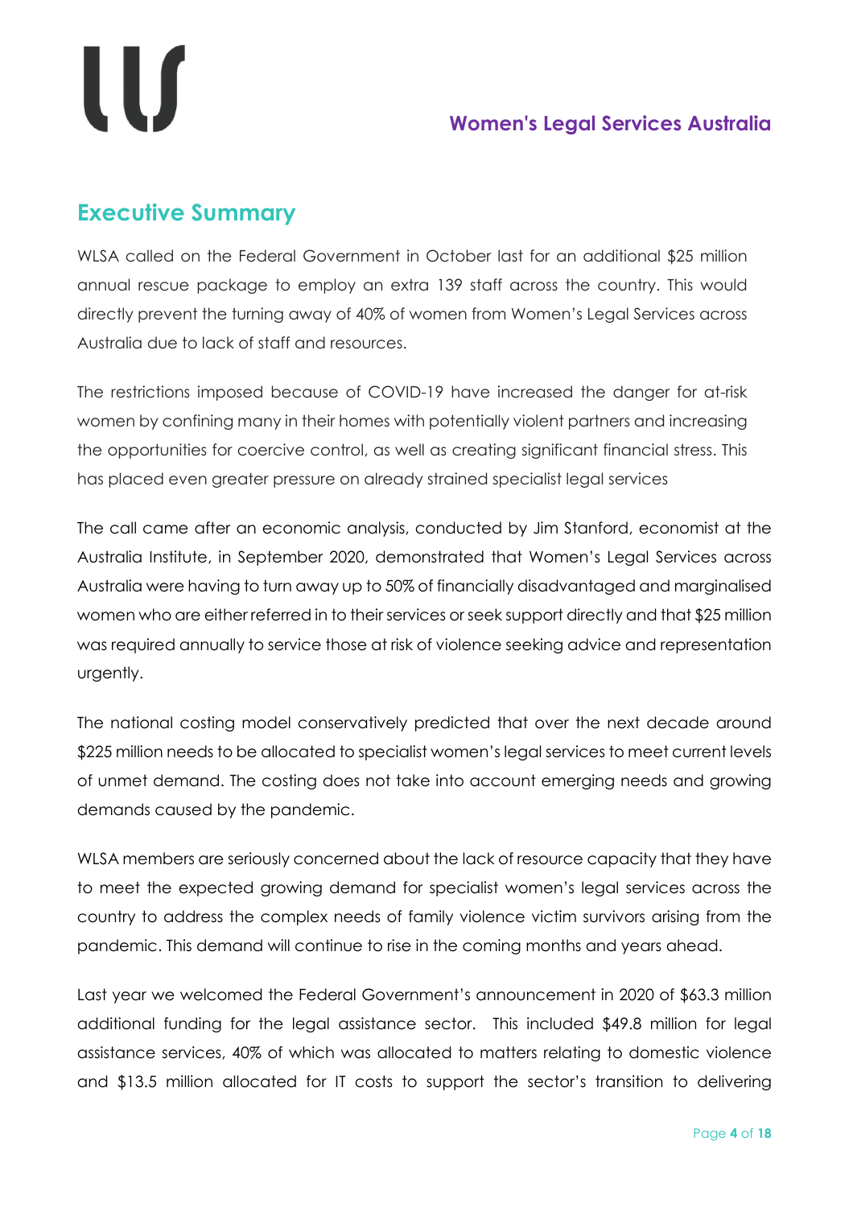## Executive Summary

WLSA called on the Federal Government in October last for an additional $25 million annual rescue package to employ an extra 139 staff across the country. This would directly prevent the turning away of 40% of women from Women's Legal Services across Australia due to lack of staff and resources.

The restrictions imposed because of COVID-19 have increased the danger for at-risk women by confining many in their homes with potentially violent partners and increasing the opportunities for coercive control, as well as creating significant financial stress. This has placed even greater pressure on already strained specialist legal services

The call came after an economic analysis, conducted by Jim Stanford, economist at the Australia Institute, in September 2020, demonstrated that Women's Legal Services across Australia were having to turn away up to 50% of financially disadvantaged and marginalised women who are either referred in to their services or seek support directly and that $25 million was required annually to service those at risk of violence seeking advice and representation urgently.

The national costing model conservatively predicted that over the next decade around $225 million needs to be allocated to specialist women's legal services to meet current levels of unmet demand. The costing does not take into account emerging needs and growing demands caused by the pandemic.

WLSA members are seriously concerned about the lack of resource capacity that they have to meet the expected growing demand for specialist women's legal services across the country to address the complex needs of family violence victim survivors arising from the pandemic. This demand will continue to rise in the coming months and years ahead.

Last year we welcomed the Federal Government's announcement in 2020 of $63.3 million additional funding for the legal assistance sector. This included $49.8 million for legal assistance services, 40% of which was allocated to matters relating to domestic violence and $13.5 million allocated for IT costs to support the sector's transition to delivering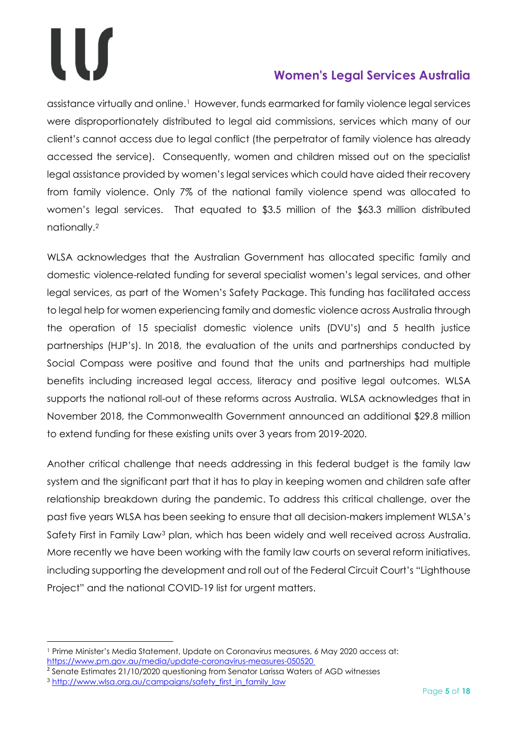assistance virtually and online.[1] However, funds earmarked for family violence legal services were disproportionately distributed to legal aid commissions, services which many of our client's cannot access due to legal conflict (the perpetrator of family violence has already accessed the service). Consequently, women and children missed out on the specialist legal assistance provided by women's legal services which could have aided their recovery from family violence. Only 7% of the national family violence spend was allocated to women's legal services. That equated to $3.5 million of the $63.3 million distributed nationally.[2]

WLSA acknowledges that the Australian Government has allocated specific family and domestic violence-related funding for several specialist women's legal services, and other legal services, as part of the Women's Safety Package. This funding has facilitated access to legal help for women experiencing family and domestic violence across Australia through the operation of 15 specialist domestic violence units (DVU's) and 5 health justice partnerships (HJP's). In 2018, the evaluation of the units and partnerships conducted by Social Compass were positive and found that the units and partnerships had multiple benefits including increased legal access, literacy and positive legal outcomes. WLSA supports the national roll-out of these reforms across Australia. WLSA acknowledges that in November 2018, the Commonwealth Government announced an additional $29.8 million to extend funding for these existing units over 3 years from 2019-2020.

Another critical challenge that needs addressing in this federal budget is the family law system and the significant part that it has to play in keeping women and children safe after relationship breakdown during the pandemic. To address this critical challenge, over the past five years WLSA has been seeking to ensure that all decision-makers implement WLSA's Safety First in Family Law[3] plan, which has been widely and well received across Australia. More recently we have been working with the family law courts on several reform initiatives, including supporting the development and roll out of the Federal Circuit Court's "Lighthouse Project" and the national COVID-19 list for urgent matters.

---

[1] Prime Minister's Media Statement, Update on Coronavirus measures, 6 May 2020 access at: https://www.pm.gov.au/media/update-coronavirus-measures-050520

[2] Senate Estimates 21/10/2020 questioning from Senator Larissa Waters of AGD witnesses

[3] http://www.wlsa.org.au/campaigns/safety_first_in_family_law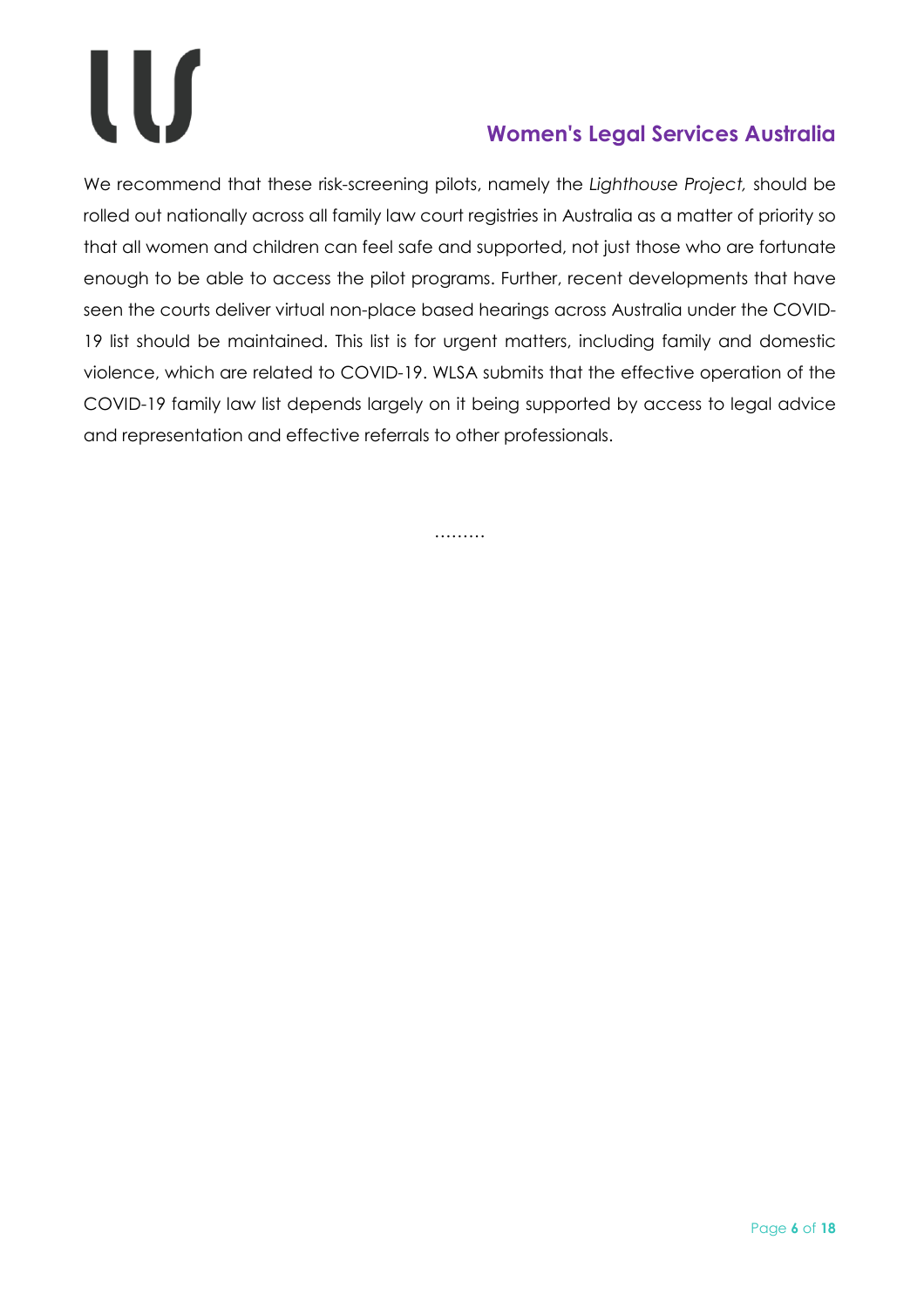We recommend that these risk-screening pilots, namely the *Lighthouse Project,* should be rolled out nationally across all family law court registries in Australia as a matter of priority so that all women and children can feel safe and supported, not just those who are fortunate enough to be able to access the pilot programs. Further, recent developments that have seen the courts deliver virtual non-place based hearings across Australia under the COVID-19 list should be maintained. This list is for urgent matters, including family and domestic violence, which are related to COVID-19. WLSA submits that the effective operation of the COVID-19 family law list depends largely on it being supported by access to legal advice and representation and effective referrals to other professionals.

………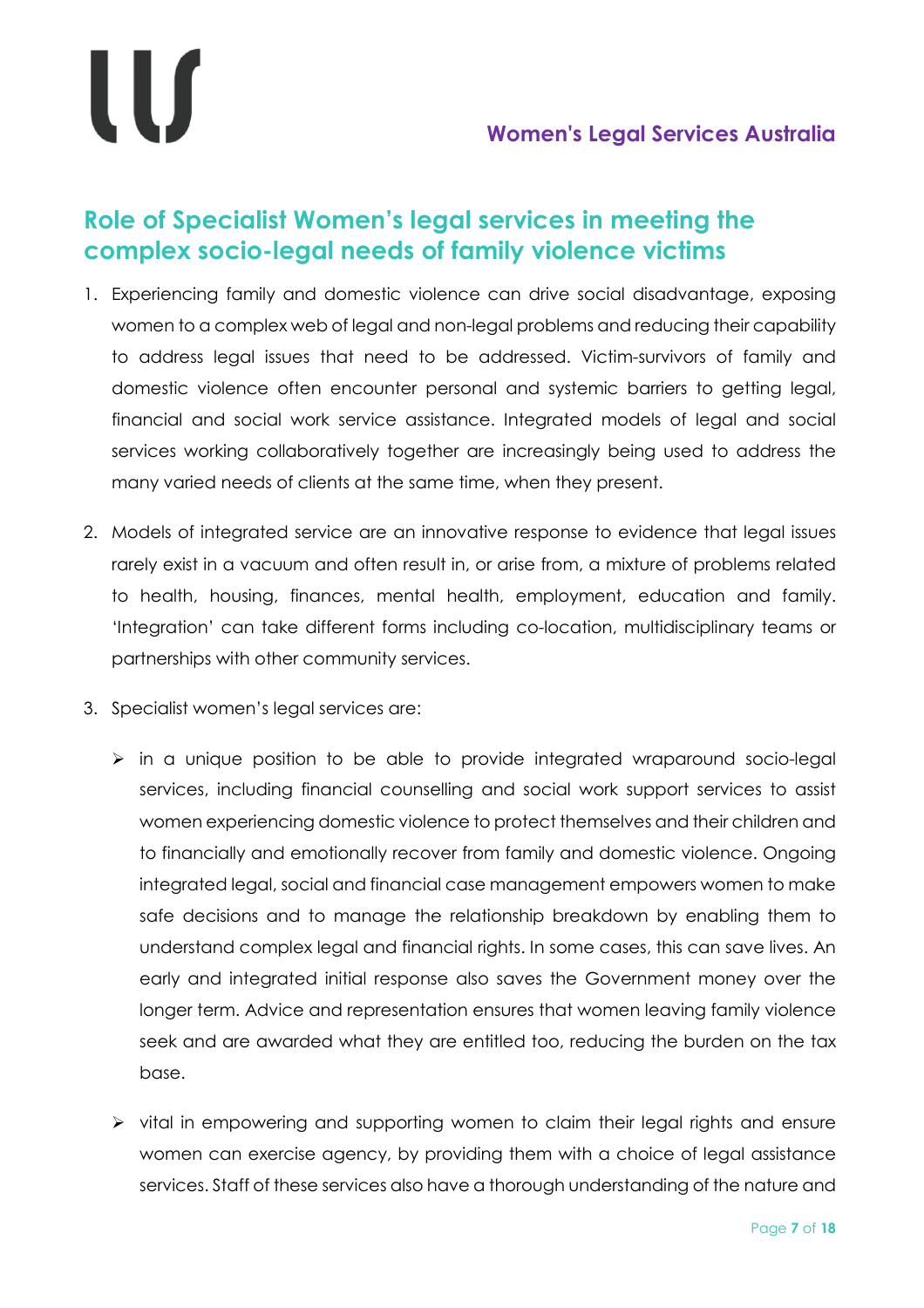## Role of Specialist Women's legal services in meeting the complex socio-legal needs of family violence victims

1. Experiencing family and domestic violence can drive social disadvantage, exposing women to a complex web of legal and non-legal problems and reducing their capability to address legal issues that need to be addressed. Victim-survivors of family and domestic violence often encounter personal and systemic barriers to getting legal, financial and social work service assistance. Integrated models of legal and social services working collaboratively together are increasingly being used to address the many varied needs of clients at the same time, when they present.

2. Models of integrated service are an innovative response to evidence that legal issues rarely exist in a vacuum and often result in, or arise from, a mixture of problems related to health, housing, finances, mental health, employment, education and family. 'Integration' can take different forms including co-location, multidisciplinary teams or partnerships with other community services.

3. Specialist women's legal services are:

   - in a unique position to be able to provide integrated wraparound socio-legal services, including financial counselling and social work support services to assist women experiencing domestic violence to protect themselves and their children and to financially and emotionally recover from family and domestic violence. Ongoing integrated legal, social and financial case management empowers women to make safe decisions and to manage the relationship breakdown by enabling them to understand complex legal and financial rights. In some cases, this can save lives. An early and integrated initial response also saves the Government money over the longer term. Advice and representation ensures that women leaving family violence seek and are awarded what they are entitled too, reducing the burden on the tax base.

   - vital in empowering and supporting women to claim their legal rights and ensure women can exercise agency, by providing them with a choice of legal assistance services. Staff of these services also have a thorough understanding of the nature and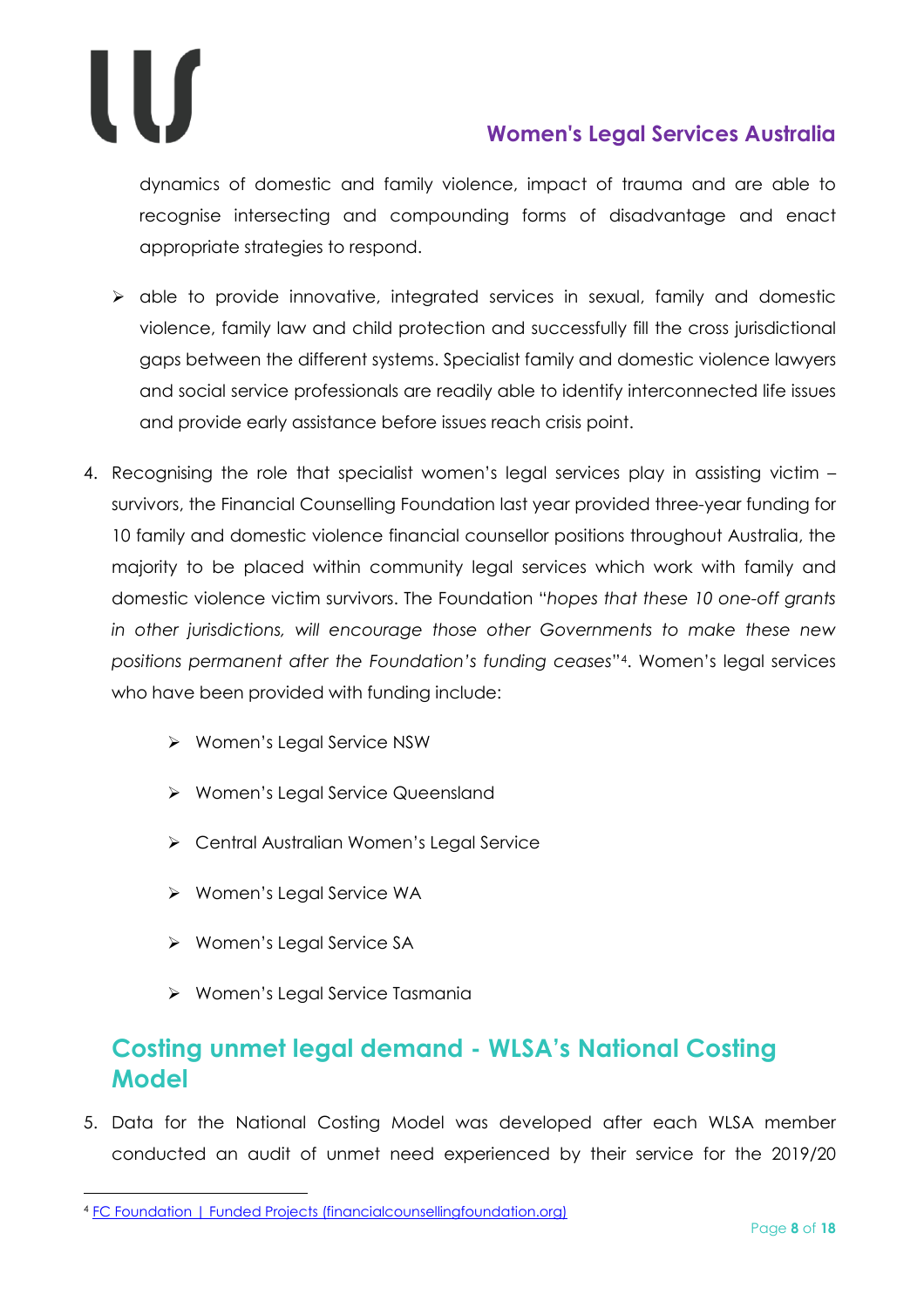dynamics of domestic and family violence, impact of trauma and are able to recognise intersecting and compounding forms of disadvantage and enact appropriate strategies to respond.

- able to provide innovative, integrated services in sexual, family and domestic violence, family law and child protection and successfully fill the cross jurisdictional gaps between the different systems. Specialist family and domestic violence lawyers and social service professionals are readily able to identify interconnected life issues and provide early assistance before issues reach crisis point.

4. Recognising the role that specialist women's legal services play in assisting victim – survivors, the Financial Counselling Foundation last year provided three-year funding for 10 family and domestic violence financial counsellor positions throughout Australia, the majority to be placed within community legal services which work with family and domestic violence victim survivors. The Foundation "*hopes that these 10 one-off grants in other jurisdictions, will encourage those other Governments to make these new positions permanent after the Foundation's funding ceases*"[4]. Women's legal services who have been provided with funding include:

   - Women's Legal Service NSW
   - Women's Legal Service Queensland
   - Central Australian Women's Legal Service
   - Women's Legal Service WA
   - Women's Legal Service SA
   - Women's Legal Service Tasmania

## Costing unmet legal demand - WLSA's National Costing Model

5. Data for the National Costing Model was developed after each WLSA member conducted an audit of unmet need experienced by their service for the 2019/20

[4] FC Foundation | Funded Projects (financialcounsellingfoundation.org)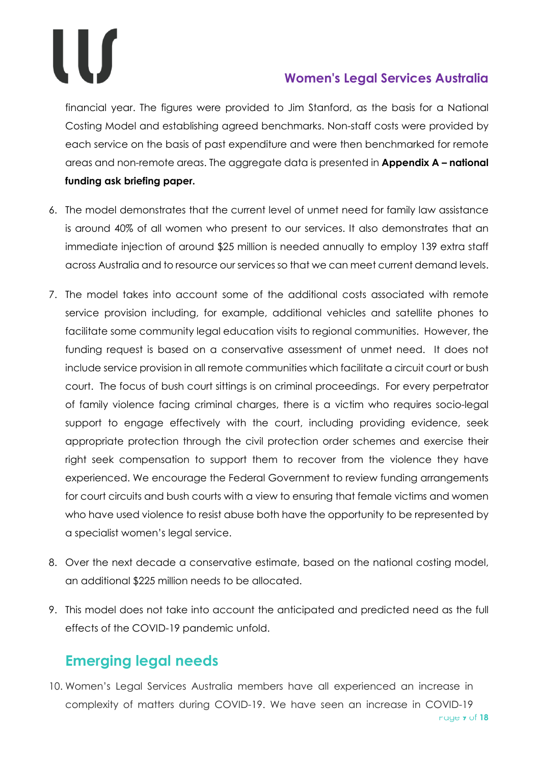financial year. The figures were provided to Jim Stanford, as the basis for a National Costing Model and establishing agreed benchmarks. Non-staff costs were provided by each service on the basis of past expenditure and were then benchmarked for remote areas and non-remote areas. The aggregate data is presented in **Appendix A – national funding ask briefing paper.**

6. The model demonstrates that the current level of unmet need for family law assistance is around 40% of all women who present to our services. It also demonstrates that an immediate injection of around $25 million is needed annually to employ 139 extra staff across Australia and to resource our services so that we can meet current demand levels.

7. The model takes into account some of the additional costs associated with remote service provision including, for example, additional vehicles and satellite phones to facilitate some community legal education visits to regional communities. However, the funding request is based on a conservative assessment of unmet need. It does not include service provision in all remote communities which facilitate a circuit court or bush court. The focus of bush court sittings is on criminal proceedings. For every perpetrator of family violence facing criminal charges, there is a victim who requires socio-legal support to engage effectively with the court, including providing evidence, seek appropriate protection through the civil protection order schemes and exercise their right seek compensation to support them to recover from the violence they have experienced. We encourage the Federal Government to review funding arrangements for court circuits and bush courts with a view to ensuring that female victims and women who have used violence to resist abuse both have the opportunity to be represented by a specialist women's legal service.

8. Over the next decade a conservative estimate, based on the national costing model, an additional $225 million needs to be allocated.

9. This model does not take into account the anticipated and predicted need as the full effects of the COVID-19 pandemic unfold.

## Emerging legal needs

10. Women's Legal Services Australia members have all experienced an increase in complexity of matters during COVID-19. We have seen an increase in COVID-19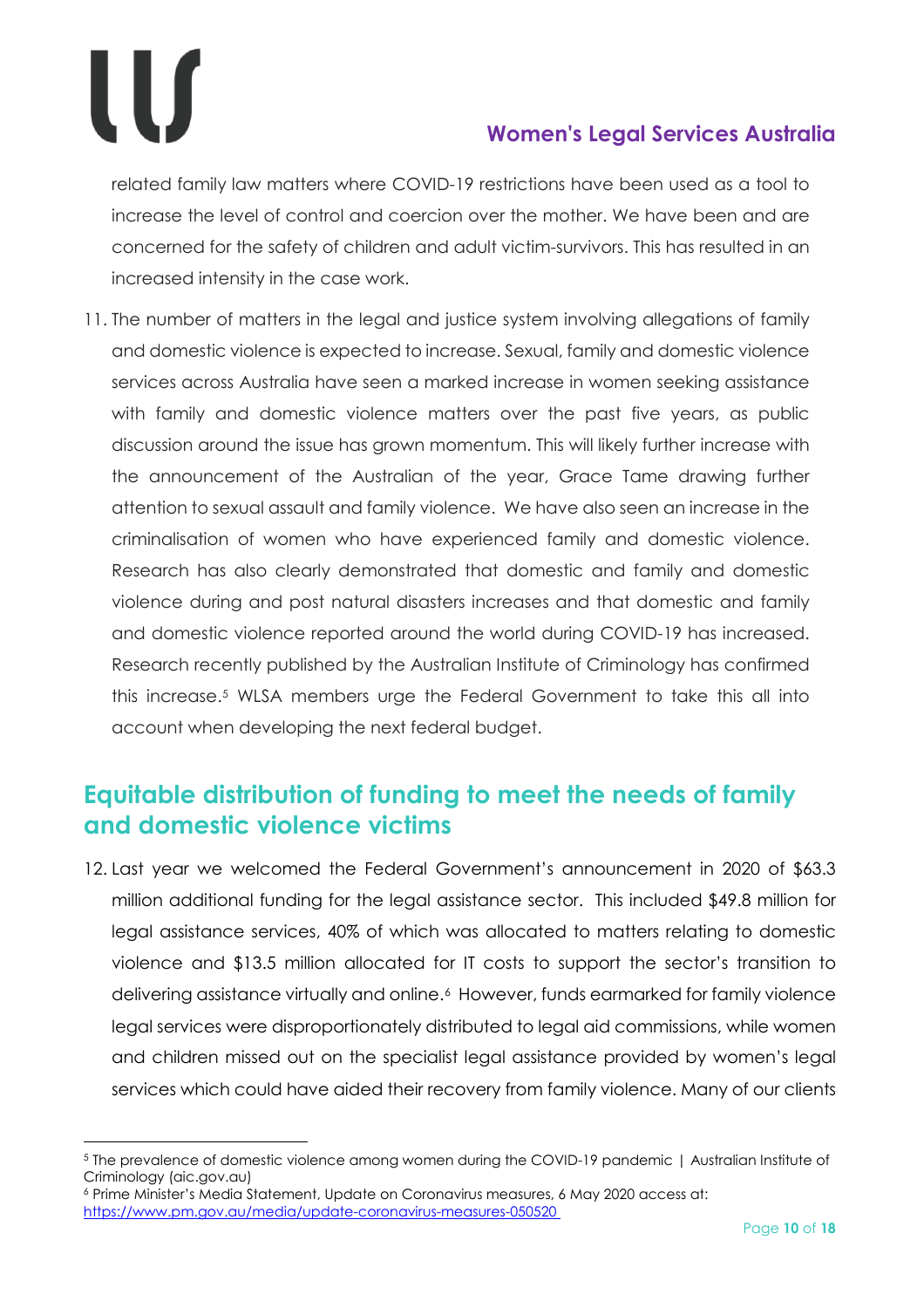related family law matters where COVID-19 restrictions have been used as a tool to increase the level of control and coercion over the mother. We have been and are concerned for the safety of children and adult victim-survivors. This has resulted in an increased intensity in the case work.

11. The number of matters in the legal and justice system involving allegations of family and domestic violence is expected to increase. Sexual, family and domestic violence services across Australia have seen a marked increase in women seeking assistance with family and domestic violence matters over the past five years, as public discussion around the issue has grown momentum. This will likely further increase with the announcement of the Australian of the year, Grace Tame drawing further attention to sexual assault and family violence. We have also seen an increase in the criminalisation of women who have experienced family and domestic violence. Research has also clearly demonstrated that domestic and family and domestic violence during and post natural disasters increases and that domestic and family and domestic violence reported around the world during COVID-19 has increased. Research recently published by the Australian Institute of Criminology has confirmed this increase.[5] WLSA members urge the Federal Government to take this all into account when developing the next federal budget.

## Equitable distribution of funding to meet the needs of family and domestic violence victims

12. Last year we welcomed the Federal Government's announcement in 2020 of $63.3 million additional funding for the legal assistance sector. This included $49.8 million for legal assistance services, 40% of which was allocated to matters relating to domestic violence and $13.5 million allocated for IT costs to support the sector's transition to delivering assistance virtually and online.[6] However, funds earmarked for family violence legal services were disproportionately distributed to legal aid commissions, while women and children missed out on the specialist legal assistance provided by women's legal services which could have aided their recovery from family violence. Many of our clients

---

[5] The prevalence of domestic violence among women during the COVID-19 pandemic | Australian Institute of Criminology (aic.gov.au)

[6] Prime Minister's Media Statement, Update on Coronavirus measures, 6 May 2020 access at: https://www.pm.gov.au/media/update-coronavirus-measures-050520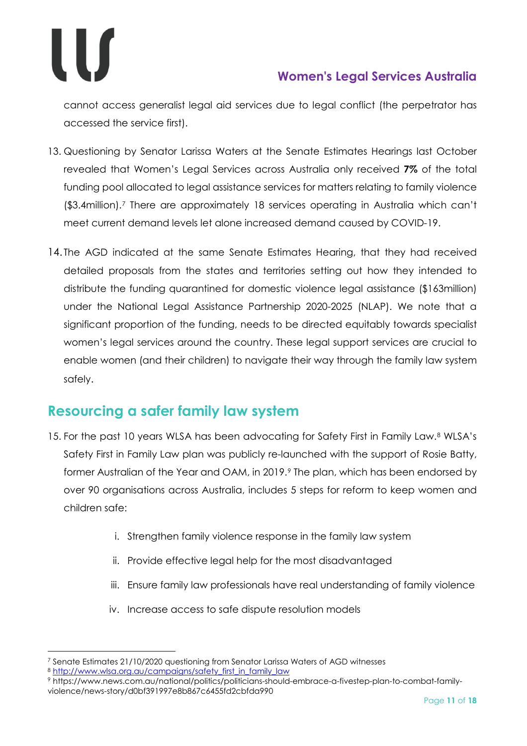cannot access generalist legal aid services due to legal conflict (the perpetrator has accessed the service first).

13. Questioning by Senator Larissa Waters at the Senate Estimates Hearings last October revealed that Women's Legal Services across Australia only received **7%** of the total funding pool allocated to legal assistance services for matters relating to family violence ($3.4million).[7] There are approximately 18 services operating in Australia which can't meet current demand levels let alone increased demand caused by COVID-19.

14. The AGD indicated at the same Senate Estimates Hearing, that they had received detailed proposals from the states and territories setting out how they intended to distribute the funding quarantined for domestic violence legal assistance ($163million) under the National Legal Assistance Partnership 2020-2025 (NLAP). We note that a significant proportion of the funding, needs to be directed equitably towards specialist women's legal services around the country. These legal support services are crucial to enable women (and their children) to navigate their way through the family law system safely.

## Resourcing a safer family law system

15. For the past 10 years WLSA has been advocating for Safety First in Family Law.[8] WLSA's Safety First in Family Law plan was publicly re-launched with the support of Rosie Batty, former Australian of the Year and OAM, in 2019.[9] The plan, which has been endorsed by over 90 organisations across Australia, includes 5 steps for reform to keep women and children safe:

    i. Strengthen family violence response in the family law system
    
    ii. Provide effective legal help for the most disadvantaged
    
    iii. Ensure family law professionals have real understanding of family violence
    
    iv. Increase access to safe dispute resolution models

---

[7] Senate Estimates 21/10/2020 questioning from Senator Larissa Waters of AGD witnesses

[8] http://www.wlsa.org.au/campaigns/safety_first_in_family_law

[9] https://www.news.com.au/national/politics/politicians-should-embrace-a-fivestep-plan-to-combat-family-violence/news-story/d0bf391997e8b867c6455fd2cbfda990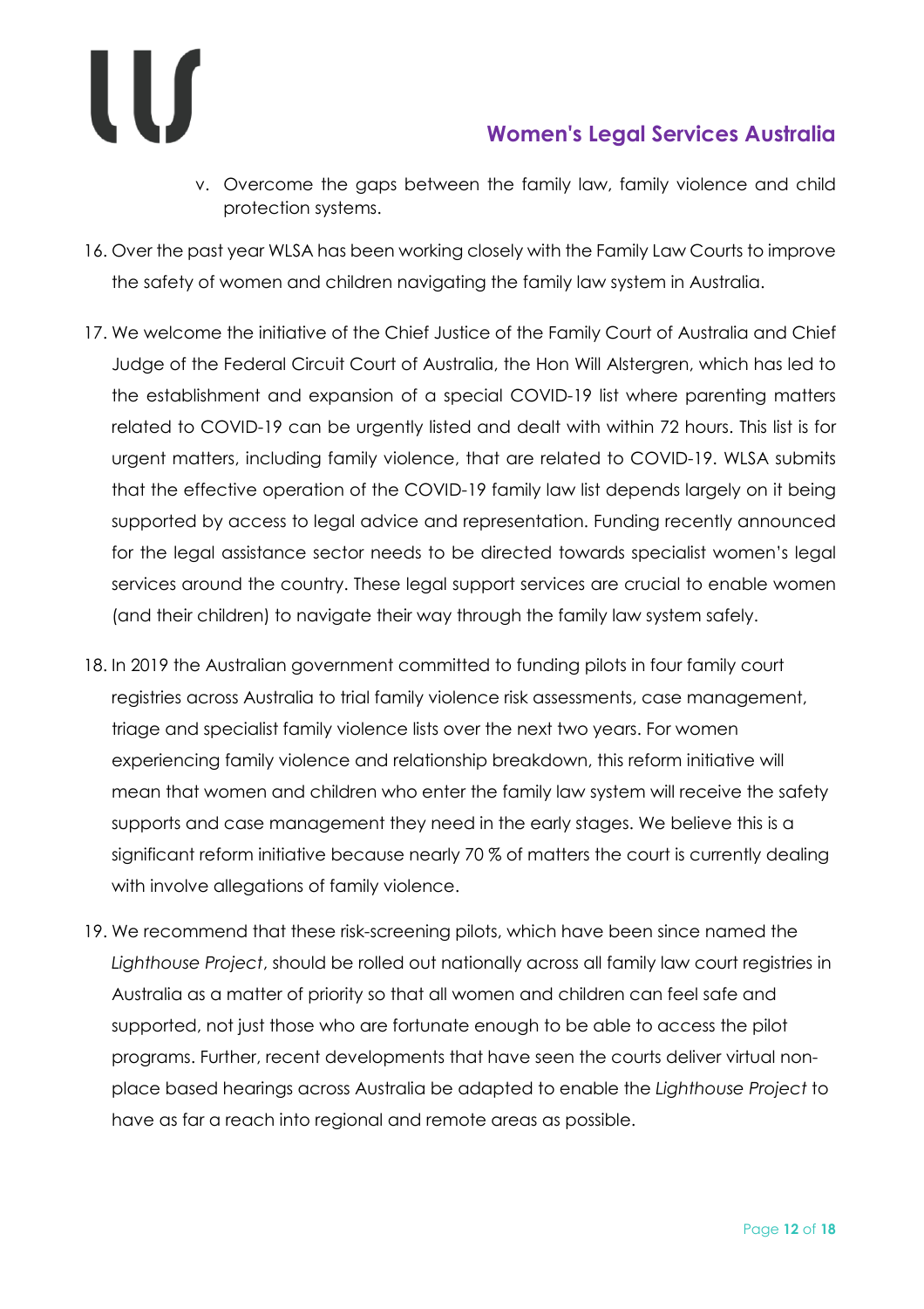v. Overcome the gaps between the family law, family violence and child protection systems.

16. Over the past year WLSA has been working closely with the Family Law Courts to improve the safety of women and children navigating the family law system in Australia.

17. We welcome the initiative of the Chief Justice of the Family Court of Australia and Chief Judge of the Federal Circuit Court of Australia, the Hon Will Alstergren, which has led to the establishment and expansion of a special COVID-19 list where parenting matters related to COVID-19 can be urgently listed and dealt with within 72 hours. This list is for urgent matters, including family violence, that are related to COVID-19. WLSA submits that the effective operation of the COVID-19 family law list depends largely on it being supported by access to legal advice and representation. Funding recently announced for the legal assistance sector needs to be directed towards specialist women's legal services around the country. These legal support services are crucial to enable women (and their children) to navigate their way through the family law system safely.

18. In 2019 the Australian government committed to funding pilots in four family court registries across Australia to trial family violence risk assessments, case management, triage and specialist family violence lists over the next two years. For women experiencing family violence and relationship breakdown, this reform initiative will mean that women and children who enter the family law system will receive the safety supports and case management they need in the early stages. We believe this is a significant reform initiative because nearly 70 % of matters the court is currently dealing with involve allegations of family violence.

19. We recommend that these risk-screening pilots, which have been since named the *Lighthouse Project*, should be rolled out nationally across all family law court registries in Australia as a matter of priority so that all women and children can feel safe and supported, not just those who are fortunate enough to be able to access the pilot programs. Further, recent developments that have seen the courts deliver virtual non-place based hearings across Australia be adapted to enable the *Lighthouse Project* to have as far a reach into regional and remote areas as possible.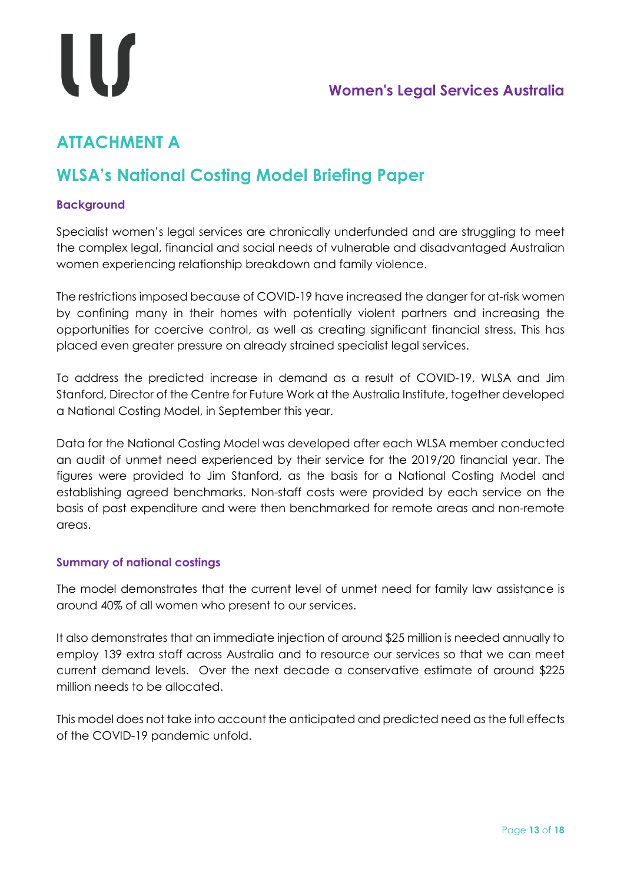# ATTACHMENT A

## WLSA's National Costing Model Briefing Paper

### Background

Specialist women's legal services are chronically underfunded and are struggling to meet the complex legal, financial and social needs of vulnerable and disadvantaged Australian women experiencing relationship breakdown and family violence.

The restrictions imposed because of COVID-19 have increased the danger for at-risk women by confining many in their homes with potentially violent partners and increasing the opportunities for coercive control, as well as creating significant financial stress. This has placed even greater pressure on already strained specialist legal services.

To address the predicted increase in demand as a result of COVID-19, WLSA and Jim Stanford, Director of the Centre for Future Work at the Australia Institute, together developed a National Costing Model, in September this year.

Data for the National Costing Model was developed after each WLSA member conducted an audit of unmet need experienced by their service for the 2019/20 financial year. The figures were provided to Jim Stanford, as the basis for a National Costing Model and establishing agreed benchmarks. Non-staff costs were provided by each service on the basis of past expenditure and were then benchmarked for remote areas and non-remote areas.

### Summary of national costings

The model demonstrates that the current level of unmet need for family law assistance is around 40% of all women who present to our services.

It also demonstrates that an immediate injection of around $25 million is needed annually to employ 139 extra staff across Australia and to resource our services so that we can meet current demand levels. Over the next decade a conservative estimate of around $225 million needs to be allocated.

This model does not take into account the anticipated and predicted need as the full effects of the COVID-19 pandemic unfold.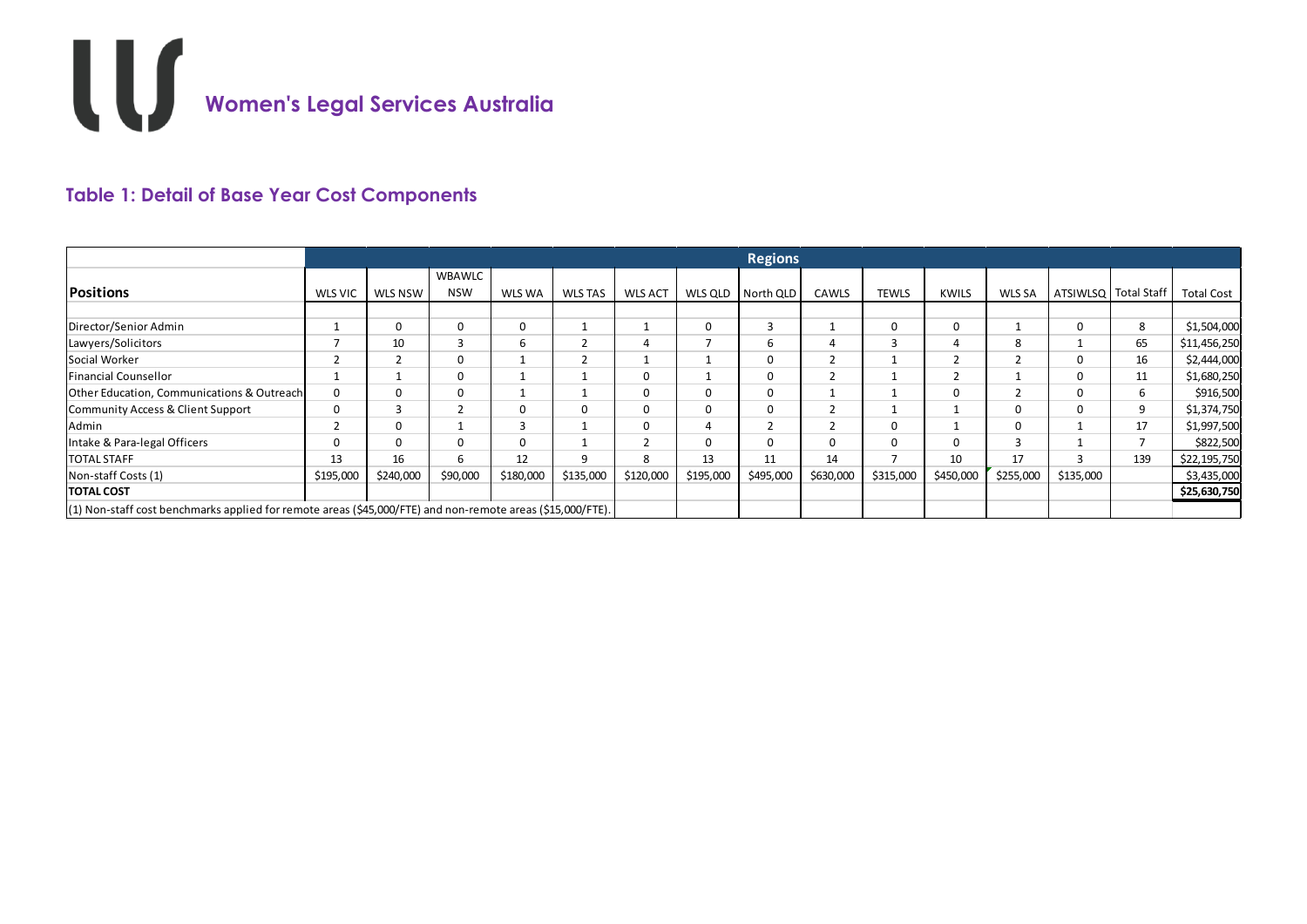# Women's Legal Services Australia

## Table 1: Detail of Base Year Cost Components

| Positions | Regions | | | | | | | | | | | | | | |
|---|---|---|---|---|---|---|---|---|---|---|---|---|---|---|---|
| | WLS VIC | WLS NSW | WBAWLC NSW | WLS WA | WLS TAS | WLS ACT | WLS QLD | North QLD | CAWLS | TEWLS | KWILS | WLS SA | ATSIWLSQ | Total Staff | Total Cost |
| Director/Senior Admin | 1 | 0 | 0 | 0 | 1 | 1 | 0 | 3 | 1 | 0 | 0 | 1 | 0 | 8 | $1,504,000 |
| Lawyers/Solicitors | 7 | 10 | 3 | 6 | 2 | 4 | 7 | 6 | 4 | 3 | 4 | 8 | 1 | 65 | $11,456,250 |
| Social Worker | 2 | 2 | 0 | 1 | 2 | 1 | 1 | 0 | 2 | 1 | 2 | 2 | 0 | 16 | $2,444,000 |
| Financial Counsellor | 1 | 1 | 0 | 1 | 1 | 0 | 1 | 0 | 2 | 1 | 2 | 1 | 0 | 11 | $1,680,250 |
| Other Education, Communications & Outreach | 0 | 0 | 0 | 1 | 1 | 0 | 0 | 0 | 1 | 1 | 0 | 2 | 0 | 6 | $916,500 |
| Community Access & Client Support | 0 | 3 | 2 | 0 | 0 | 0 | 0 | 0 | 2 | 1 | 1 | 0 | 0 | 9 | $1,374,750 |
| Admin | 2 | 0 | 1 | 3 | 1 | 0 | 4 | 2 | 2 | 0 | 1 | 0 | 1 | 17 | $1,997,500 |
| Intake & Para-legal Officers | 0 | 0 | 0 | 0 | 1 | 2 | 0 | 0 | 0 | 0 | 0 | 3 | 1 | 7 | $822,500 |
| TOTAL STAFF | 13 | 16 | 6 | 12 | 9 | 8 | 13 | 11 | 14 | 7 | 10 | 17 | 3 | 139 | $22,195,750 |
| Non-staff Costs (1) | $195,000 | $240,000 | $90,000 | $180,000 | $135,000 | $120,000 | $195,000 | $495,000 | $630,000 | $315,000 | $450,000 | $255,000 | $135,000 | | $3,435,000 |
| **TOTAL COST** | | | | | | | | | | | | | | | **$25,630,750** |

(1) Non-staff cost benchmarks applied for remote areas ($45,000/FTE) and non-remote areas ($15,000/FTE).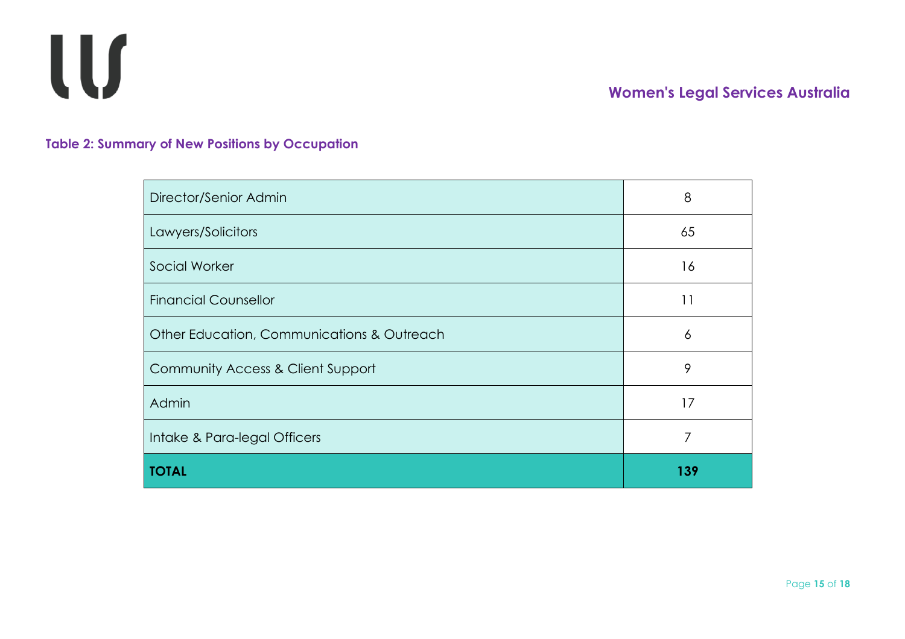**Table 2: Summary of New Positions by Occupation**

| Occupation | Number |
|---|---|
| Director/Senior Admin | 8 |
| Lawyers/Solicitors | 65 |
| Social Worker | 16 |
| Financial Counsellor | 11 |
| Other Education, Communications & Outreach | 6 |
| Community Access & Client Support | 9 |
| Admin | 17 |
| Intake & Para-legal Officers | 7 |
| **TOTAL** | **139** |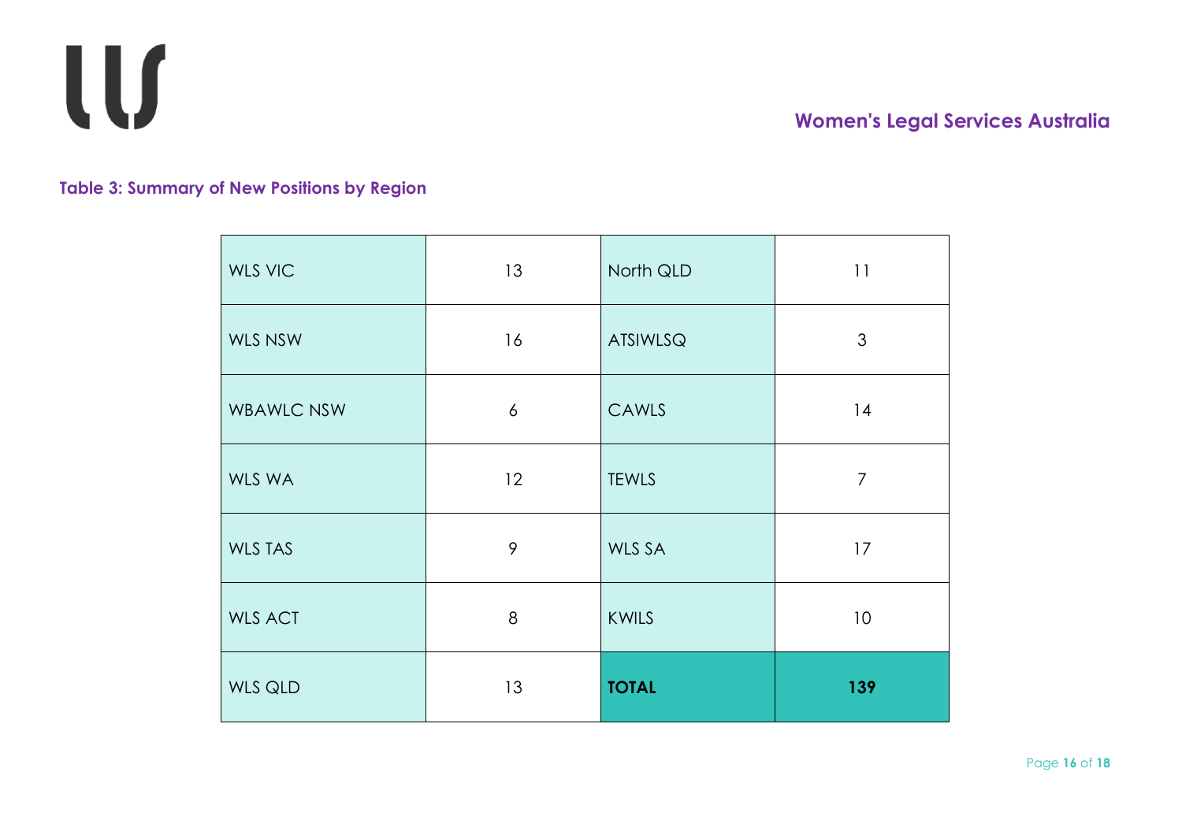**Table 3: Summary of New Positions by Region**

| | | | |
|---|---|---|---|
| WLS VIC | 13 | North QLD | 11 |
| WLS NSW | 16 | ATSIWLSQ | 3 |
| WBAWLC NSW | 6 | CAWLS | 14 |
| WLS WA | 12 | TEWLS | 7 |
| WLS TAS | 9 | WLS SA | 17 |
| WLS ACT | 8 | KWILS | 10 |
| WLS QLD | 13 | **TOTAL** | **139** |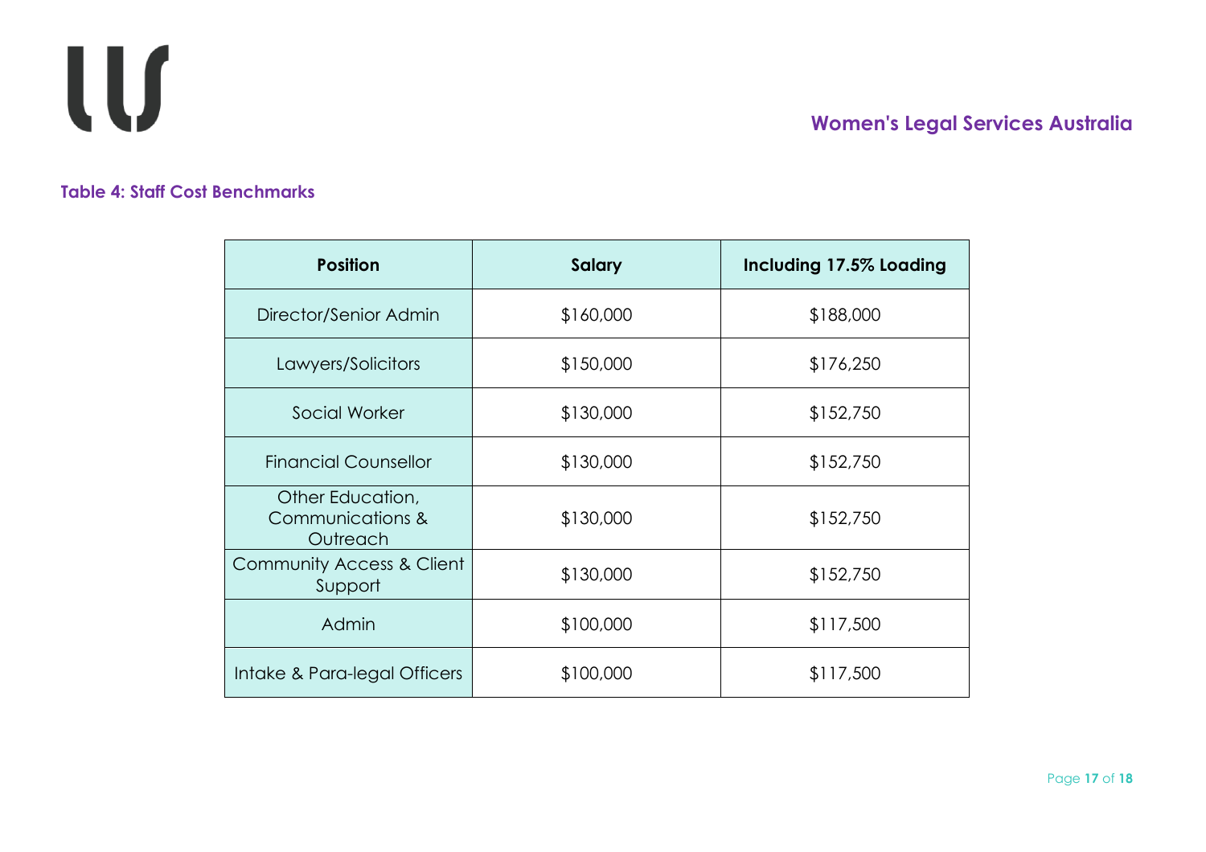**Table 4: Staff Cost Benchmarks**

| Position | Salary | Including 17.5% Loading |
|---|---|---|
| Director/Senior Admin | $160,000 | $188,000 |
| Lawyers/Solicitors | $150,000 | $176,250 |
| Social Worker | $130,000 | $152,750 |
| Financial Counsellor | $130,000 | $152,750 |
| Other Education, Communications & Outreach | $130,000 | $152,750 |
| Community Access & Client Support | $130,000 | $152,750 |
| Admin | $100,000 | $117,500 |
| Intake & Para-legal Officers | $100,000 | $117,500 |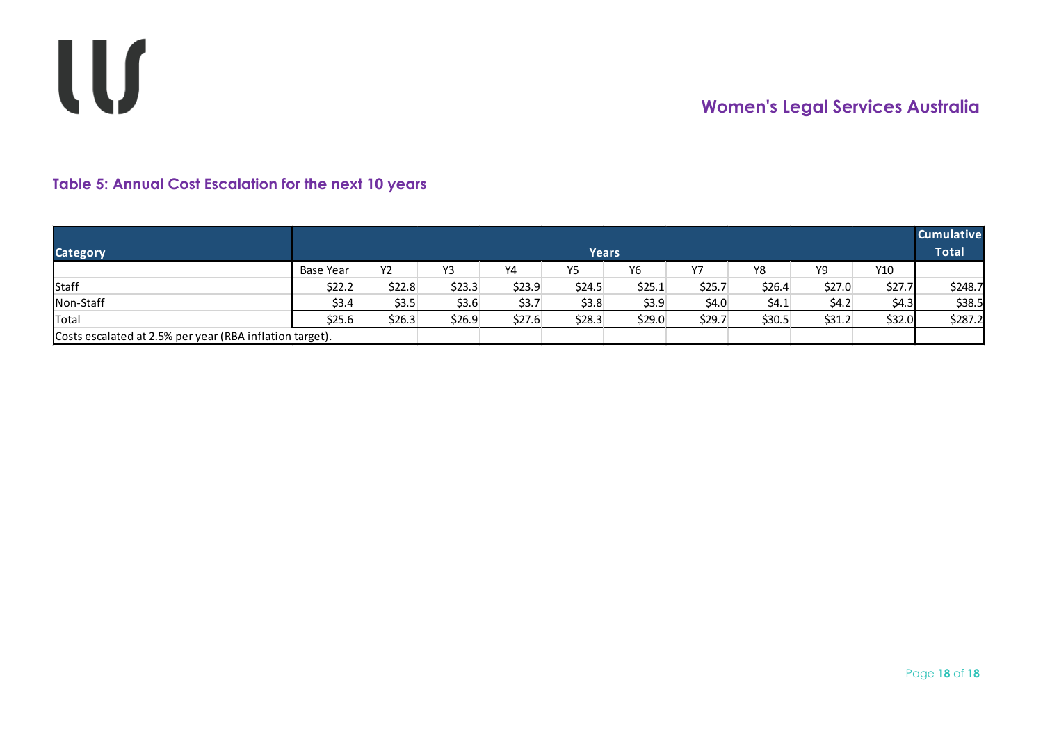### Table 5: Annual Cost Escalation for the next 10 years

| Category | Years | | | | | | | | | | Cumulative Total |
|---|---|---|---|---|---|---|---|---|---|---|---|
| | Base Year | Y2 | Y3 | Y4 | Y5 | Y6 | Y7 | Y8 | Y9 | Y10 | |
| Staff | $22.2 | $22.8 | $23.3 | $23.9 | $24.5 | $25.1 | $25.7 | $26.4 | $27.0 | $27.7 | $248.7 |
| Non-Staff | $3.4 | $3.5 | $3.6 | $3.7 | $3.8 | $3.9 | $4.0 | $4.1 | $4.2 | $4.3 | $38.5 |
| Total | $25.6 | $26.3 | $26.9 | $27.6 | $28.3 | $29.0 | $29.7 | $30.5 | $31.2 | $32.0 | $287.2 |
| Costs escalated at 2.5% per year (RBA inflation target). | | | | | | | | | | | |